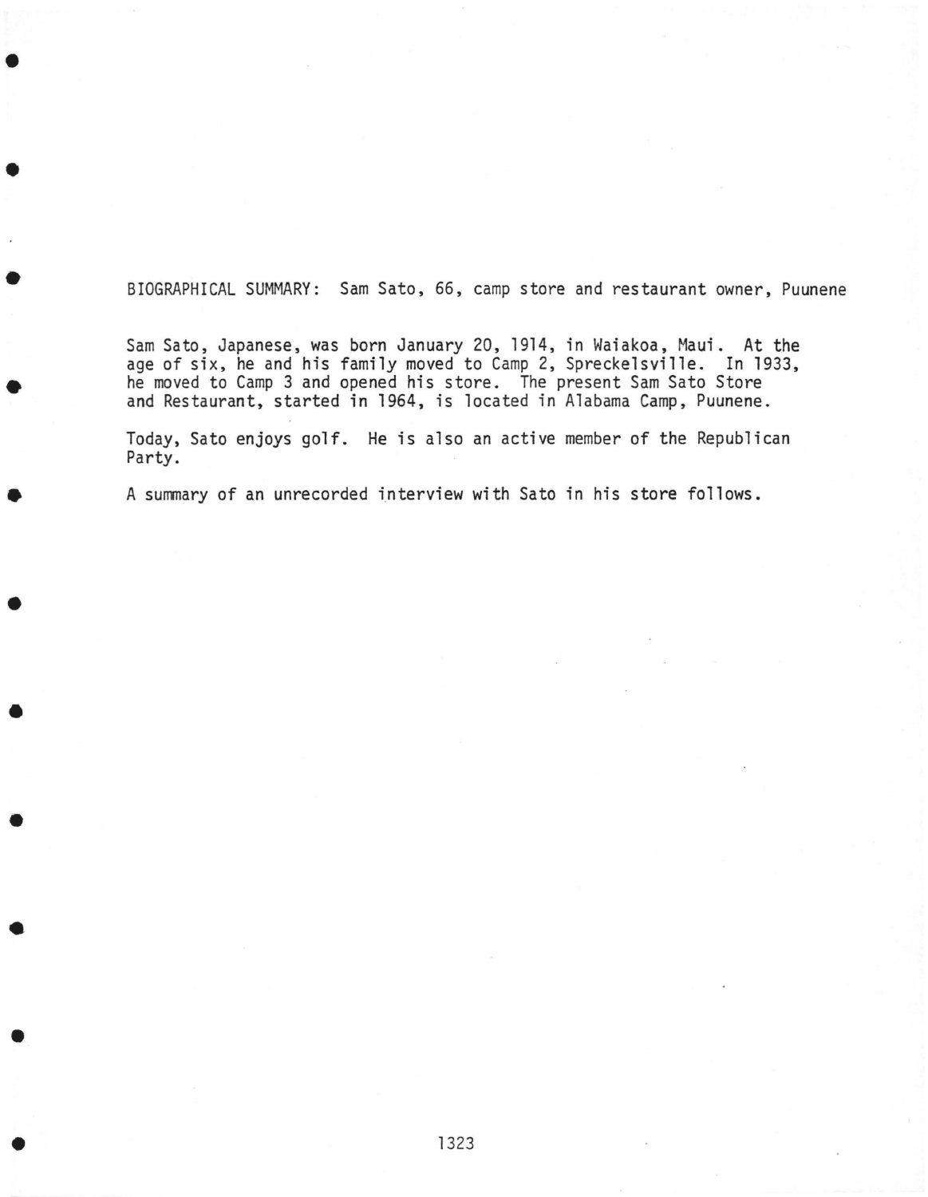BIOGRAPHICAL SUMMARY: Sam Sato, 66, camp store and restaurant owner, Puunene

Sam Sato, Japanese, was born January 20, 1914, in Waiakoa, Maui. At the age of six, he and his family moved to Camp 2, Spreckelsville. In 1933, he moved to Camp 3 and opened his store. The present Sam Sato Store and Restaurant, started in 1964, is located in Alabama Camp, Puunene.

Today, Sato enjoys golf. He is also an active member of the Republican Party.

A summary of an unrecorded interview with Sato in his store follows.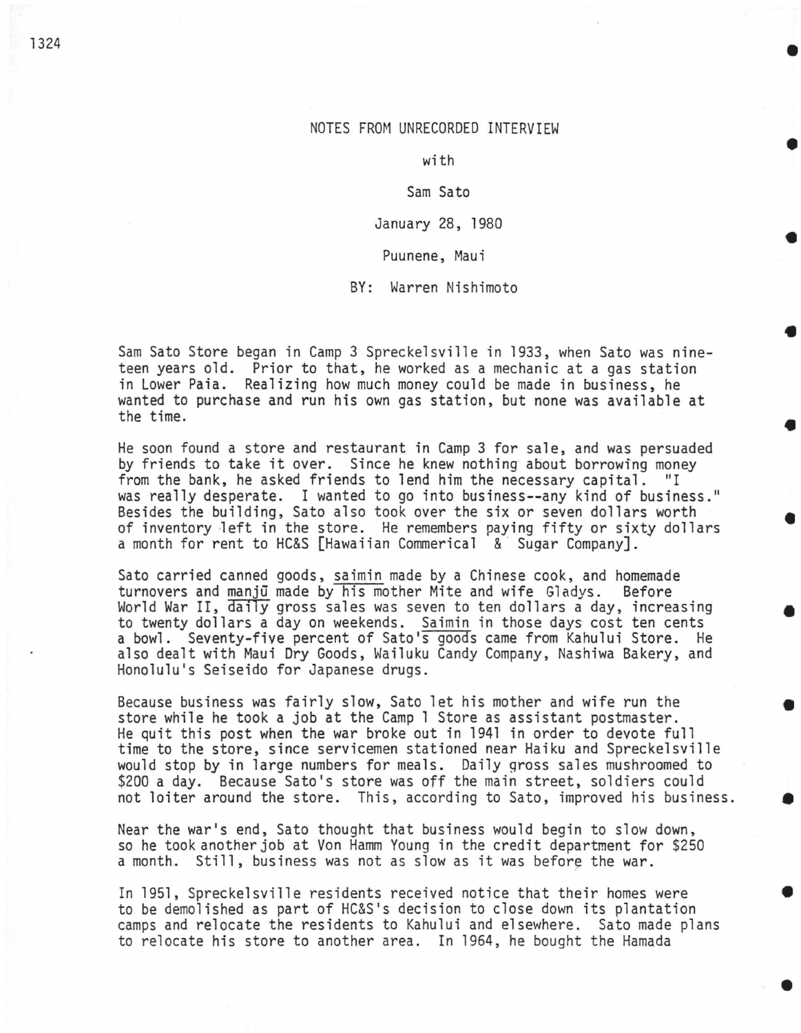NOTES FROM UNRECORDED INTERVIEW

with

Sam Sato

January 28, 1980

Puunene, Maui

BY: Warren Nishimoto

Sam Sato Store began in Camp 3 Spreckelsville in 1933, when Sato was nineteen years old. Prior to that, he worked as a mechanic at a gas station in Lower Paia. Realizing how much money could be made in business, he wanted to purchase and run his own gas station, but none was available at the time.

He soon found a store and restaurant in Camp 3 for sale, and was persuaded by friends to take it over. Since he knew nothing about borrowing money from the bank, he asked friends to lend him the necessary capital. "I was really desperate. I wanted to go into business--any kind of business." Besides the building, Sato also took over the six or seven dollars worth of inventory left in the store. He remembers paying fifty or sixty dollars a month for rent to HC&S [Hawaiian Commerical & Sugar Company].

Sato carried canned goods, <u>saimin</u> made by a Chinese cook, and homemade turnovers and <u>manjū</u> made by his mother Mite and wife Gladys. Before World War II, daily gross sales was seven to ten dollars a day, increasing to twenty dollars a day on weekends. <u>Saimin</u> in those days cost ten cents a bowl. Seventy-five percent of Sato's goods came from Kahului Store. He also dealt with Maui Dry Goods, Wailuku Candy Company, Nashiwa Bakery, and Honolulu's Seiseido for Japanese drugs.

Because business was fairly slow, Sato let his mother and wife run the store while he took a job at the Camp 1 Store as assistant postmaster. He quit this post when the war broke out in 1941 in order to devote full time to the store, since servicemen stationed near Haiku and Spreckelsville would stop by in large numbers for meals. Daily gross sales mushroomed to $200 a day. Because Sato's store was off the main street, soldiers could not loiter around the store. This, according to Sato, improved his business.

Near the war's end, Sato thought that business would begin to slow down, so he took another job at Von Hamm Young in the credit department for $250 a month. Still, business was not as slow as it was before the war.

In 1951, Spreckelsville residents received notice that their homes were to be demolished as part of HC&S's decision to close down its plantation camps and relocate the residents to Kahului and elsewhere. Sato made plans to relocate his store to another area. In 1964, he bought the Hamada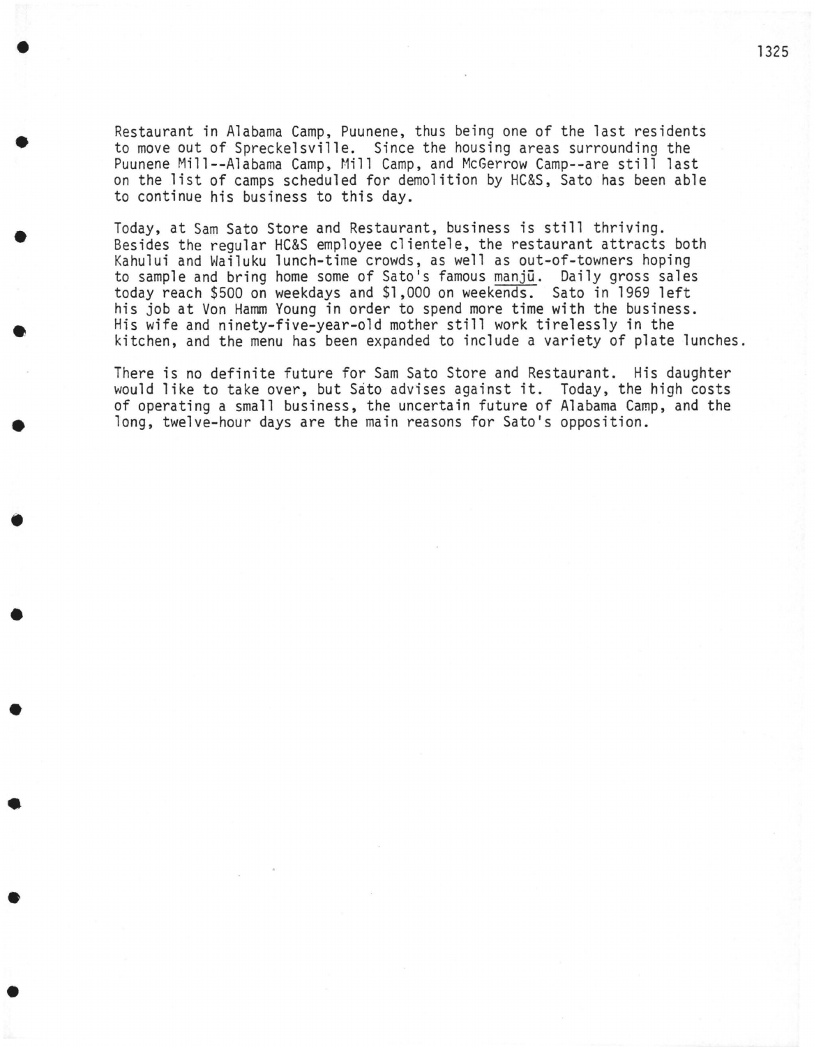Restaurant in Alabama Camp, Puunene, thus being one of the last residents to move out of Spreckelsville. Since the housing areas surrounding the Puunene Mill--Alabama Camp, Mill Camp, and McGerrow Camp--are still last on the list of camps scheduled for demolition by HC&S, Sato has been able to continue his business to this day.

Today, at Sam Sato Store and Restaurant, business is still thriving. Besides the regular HC&S employee clientele, the restaurant attracts both Kahului and Wailuku lunch-time crowds, as well as out-of-towners hoping to sample and bring home some of Sato's famous manjū. Daily gross sales today reach $500 on weekdays and $1,000 on weekends. Sato in 1969 left his job at Von Hamm Young in order to spend more time with the business. His wife and ninety-five-year-old mother still work tirelessly in the kitchen, and the menu has been expanded to include a variety of plate lunches.

There is no definite future for Sam Sato Store and Restaurant. His daughter would like to take over, but Sato advises against it. Today, the high costs of operating a small business, the uncertain future of Alabama Camp, and the long, twelve-hour days are the main reasons for Sato's opposition.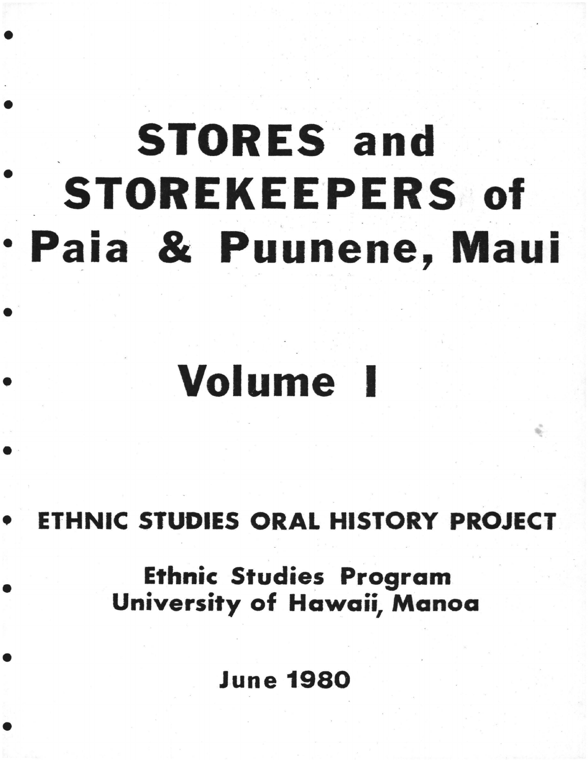# STORES and STOREKEEPERS of Paia & Puunene, Maui

# Volume I

## ETHNIC STUDIES ORAL HISTORY PROJECT

**Ethnic Studies Program**
**University of Hawaii, Manoa**

**June 1980**